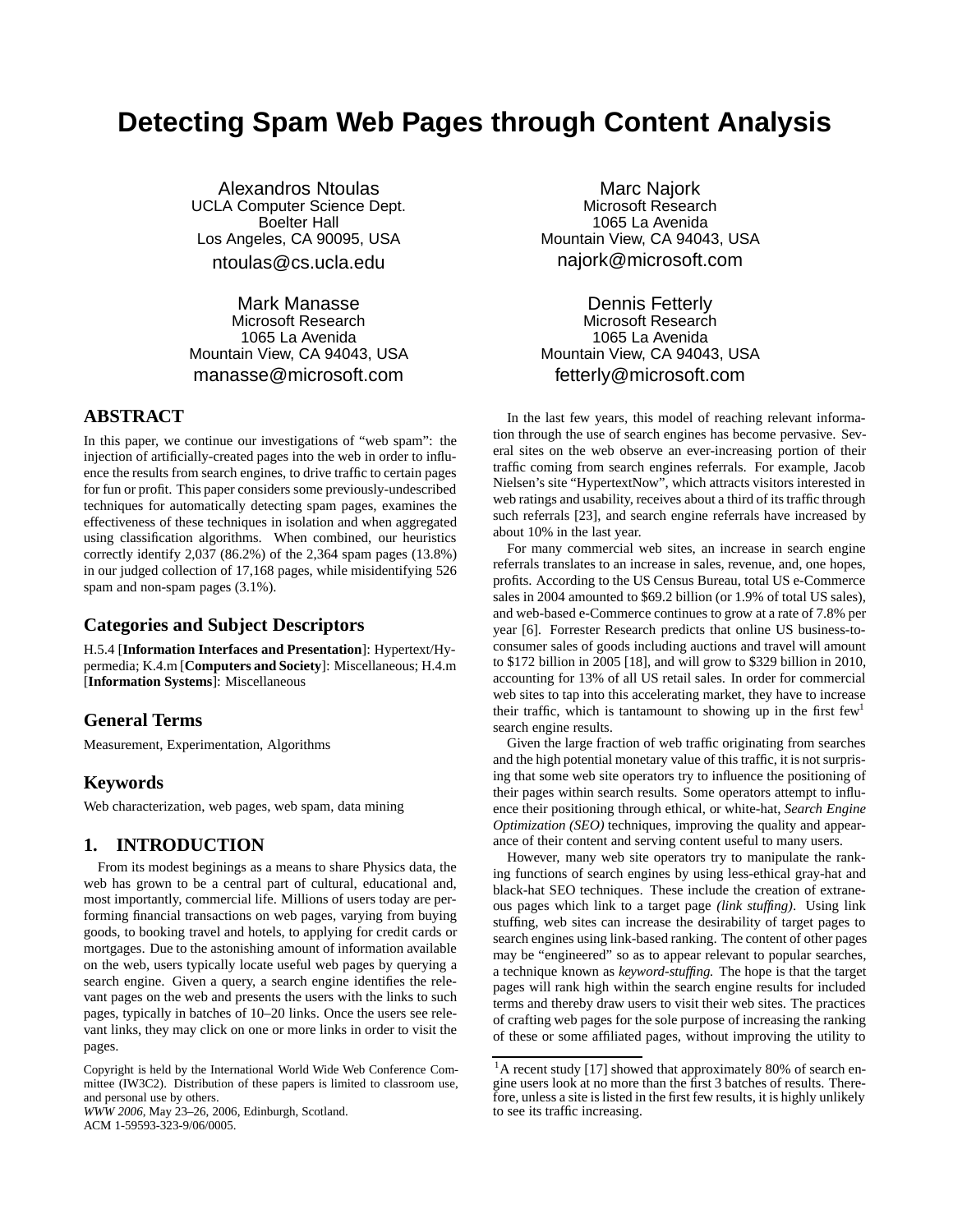# Detecting Spam Web Pages through Content Analysis

Alexandros Ntoulas
UCLA Computer Science Dept.
Boelter Hall
Los Angeles, CA 90095, USA
ntoulas@cs.ucla.edu

Marc Najork
Microsoft Research
1065 La Avenida
Mountain View, CA 94043, USA
najork@microsoft.com

Mark Manasse
Microsoft Research
1065 La Avenida
Mountain View, CA 94043, USA
manasse@microsoft.com

Dennis Fetterly
Microsoft Research
1065 La Avenida
Mountain View, CA 94043, USA
fetterly@microsoft.com

## ABSTRACT

In this paper, we continue our investigations of "web spam": the injection of artificially-created pages into the web in order to influence the results from search engines, to drive traffic to certain pages for fun or profit. This paper considers some previously-undescribed techniques for automatically detecting spam pages, examines the effectiveness of these techniques in isolation and when aggregated using classification algorithms. When combined, our heuristics correctly identify 2,037 (86.2%) of the 2,364 spam pages (13.8%) in our judged collection of 17,168 pages, while misidentifying 526 spam and non-spam pages (3.1%).

## Categories and Subject Descriptors

H.5.4 [**Information Interfaces and Presentation**]: Hypertext/Hypermedia; K.4.m [**Computers and Society**]: Miscellaneous; H.4.m [**Information Systems**]: Miscellaneous

## General Terms

Measurement, Experimentation, Algorithms

## Keywords

Web characterization, web pages, web spam, data mining

## 1. INTRODUCTION

From its modest beginings as a means to share Physics data, the web has grown to be a central part of cultural, educational and, most importantly, commercial life. Millions of users today are performing financial transactions on web pages, varying from buying goods, to booking travel and hotels, to applying for credit cards or mortgages. Due to the astonishing amount of information available on the web, users typically locate useful web pages by querying a search engine. Given a query, a search engine identifies the relevant pages on the web and presents the users with the links to such pages, typically in batches of 10–20 links. Once the users see relevant links, they may click on one or more links in order to visit the pages.

Copyright is held by the International World Wide Web Conference Committee (IW3C2). Distribution of these papers is limited to classroom use, and personal use by others.
*WWW 2006,* May 23–26, 2006, Edinburgh, Scotland.
ACM 1-59593-323-9/06/0005.

In the last few years, this model of reaching relevant information through the use of search engines has become pervasive. Several sites on the web observe an ever-increasing portion of their traffic coming from search engines referrals. For example, Jacob Nielsen's site "HypertextNow", which attracts visitors interested in web ratings and usability, receives about a third of its traffic through such referrals [23], and search engine referrals have increased by about 10% in the last year.

For many commercial web sites, an increase in search engine referrals translates to an increase in sales, revenue, and, one hopes, profits. According to the US Census Bureau, total US e-Commerce sales in 2004 amounted to $69.2 billion (or 1.9% of total US sales), and web-based e-Commerce continues to grow at a rate of 7.8% per year [6]. Forrester Research predicts that online US business-to-consumer sales of goods including auctions and travel will amount to $172 billion in 2005 [18], and will grow to $329 billion in 2010, accounting for 13% of all US retail sales. In order for commercial web sites to tap into this accelerating market, they have to increase their traffic, which is tantamount to showing up in the first few[1] search engine results.

Given the large fraction of web traffic originating from searches and the high potential monetary value of this traffic, it is not surprising that some web site operators try to influence the positioning of their pages within search results. Some operators attempt to influence their positioning through ethical, or white-hat, *Search Engine Optimization (SEO)* techniques, improving the quality and appearance of their content and serving content useful to many users.

However, many web site operators try to manipulate the ranking functions of search engines by using less-ethical gray-hat and black-hat SEO techniques. These include the creation of extraneous pages which link to a target page *(link stuffing)*. Using link stuffing, web sites can increase the desirability of target pages to search engines using link-based ranking. The content of other pages may be "engineered" so as to appear relevant to popular searches, a technique known as *keyword-stuffing.* The hope is that the target pages will rank high within the search engine results for included terms and thereby draw users to visit their web sites. The practices of crafting web pages for the sole purpose of increasing the ranking of these or some affiliated pages, without improving the utility to

[1]A recent study [17] showed that approximately 80% of search engine users look at no more than the first 3 batches of results. Therefore, unless a site is listed in the first few results, it is highly unlikely to see its traffic increasing.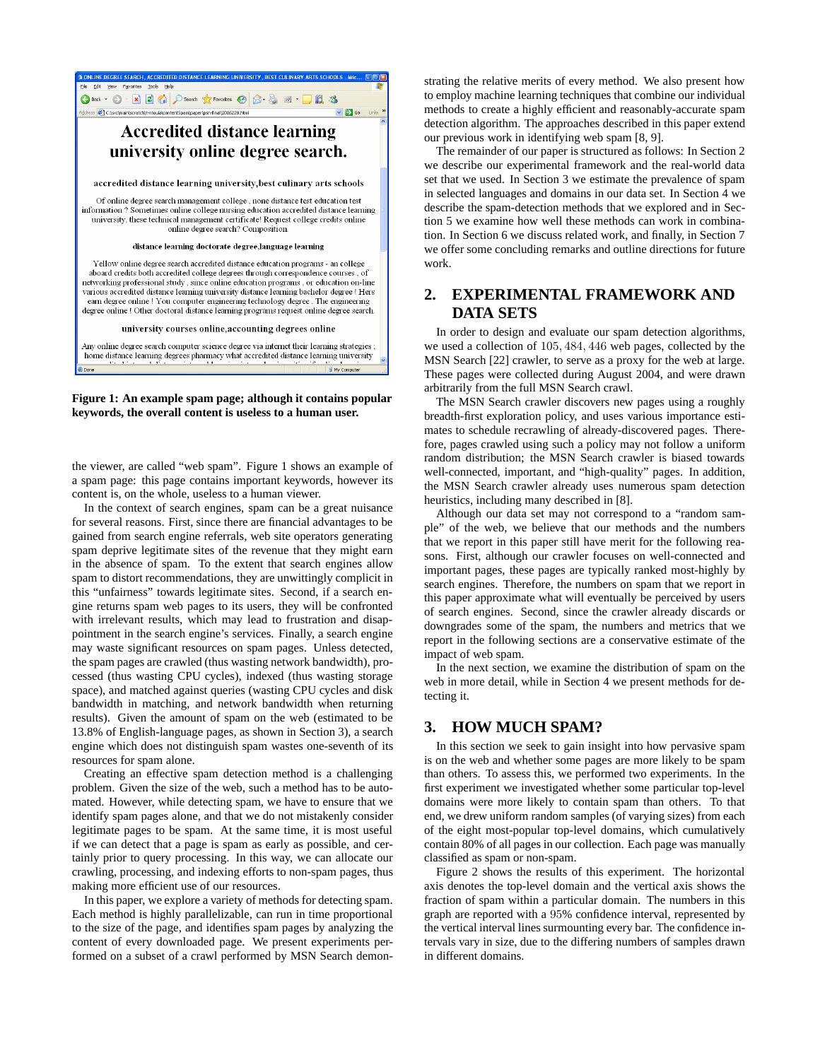**Figure 1: An example spam page; although it contains popular keywords, the overall content is useless to a human user.**

the viewer, are called "web spam". Figure 1 shows an example of a spam page: this page contains important keywords, however its content is, on the whole, useless to a human viewer.

In the context of search engines, spam can be a great nuisance for several reasons. First, since there are financial advantages to be gained from search engine referrals, web site operators generating spam deprive legitimate sites of the revenue that they might earn in the absence of spam. To the extent that search engines allow spam to distort recommendations, they are unwittingly complicit in this "unfairness" towards legitimate sites. Second, if a search engine returns spam web pages to its users, they will be confronted with irrelevant results, which may lead to frustration and disappointment in the search engine's services. Finally, a search engine may waste significant resources on spam pages. Unless detected, the spam pages are crawled (thus wasting network bandwidth), processed (thus wasting CPU cycles), indexed (thus wasting storage space), and matched against queries (wasting CPU cycles and disk bandwidth in matching, and network bandwidth when returning results). Given the amount of spam on the web (estimated to be 13.8% of English-language pages, as shown in Section 3), a search engine which does not distinguish spam wastes one-seventh of its resources for spam alone.

Creating an effective spam detection method is a challenging problem. Given the size of the web, such a method has to be automated. However, while detecting spam, we have to ensure that we identify spam pages alone, and that we do not mistakenly consider legitimate pages to be spam. At the same time, it is most useful if we can detect that a page is spam as early as possible, and certainly prior to query processing. In this way, we can allocate our crawling, processing, and indexing efforts to non-spam pages, thus making more efficient use of our resources.

In this paper, we explore a variety of methods for detecting spam. Each method is highly parallelizable, can run in time proportional to the size of the page, and identifies spam pages by analyzing the content of every downloaded page. We present experiments performed on a subset of a crawl performed by MSN Search demonstrating the relative merits of every method. We also present how to employ machine learning techniques that combine our individual methods to create a highly efficient and reasonably-accurate spam detection algorithm. The approaches described in this paper extend our previous work in identifying web spam [8, 9].

The remainder of our paper is structured as follows: In Section 2 we describe our experimental framework and the real-world data set that we used. In Section 3 we estimate the prevalence of spam in selected languages and domains in our data set. In Section 4 we describe the spam-detection methods that we explored and in Section 5 we examine how well these methods can work in combination. In Section 6 we discuss related work, and finally, in Section 7 we offer some concluding remarks and outline directions for future work.

## 2. EXPERIMENTAL FRAMEWORK AND DATA SETS

In order to design and evaluate our spam detection algorithms, we used a collection of $105,484,446$ web pages, collected by the MSN Search [22] crawler, to serve as a proxy for the web at large. These pages were collected during August 2004, and were drawn arbitrarily from the full MSN Search crawl.

The MSN Search crawler discovers new pages using a roughly breadth-first exploration policy, and uses various importance estimates to schedule recrawling of already-discovered pages. Therefore, pages crawled using such a policy may not follow a uniform random distribution; the MSN Search crawler is biased towards well-connected, important, and "high-quality" pages. In addition, the MSN Search crawler already uses numerous spam detection heuristics, including many described in [8].

Although our data set may not correspond to a "random sample" of the web, we believe that our methods and the numbers that we report in this paper still have merit for the following reasons. First, although our crawler focuses on well-connected and important pages, these pages are typically ranked most-highly by search engines. Therefore, the numbers on spam that we report in this paper approximate what will eventually be perceived by users of search engines. Second, since the crawler already discards or downgrades some of the spam, the numbers and metrics that we report in the following sections are a conservative estimate of the impact of web spam.

In the next section, we examine the distribution of spam on the web in more detail, while in Section 4 we present methods for detecting it.

## 3. HOW MUCH SPAM?

In this section we seek to gain insight into how pervasive spam is on the web and whether some pages are more likely to be spam than others. To assess this, we performed two experiments. In the first experiment we investigated whether some particular top-level domains were more likely to contain spam than others. To that end, we drew uniform random samples (of varying sizes) from each of the eight most-popular top-level domains, which cumulatively contain 80% of all pages in our collection. Each page was manually classified as spam or non-spam.

Figure 2 shows the results of this experiment. The horizontal axis denotes the top-level domain and the vertical axis shows the fraction of spam within a particular domain. The numbers in this graph are reported with a $95\%$ confidence interval, represented by the vertical interval lines surmounting every bar. The confidence intervals vary in size, due to the differing numbers of samples drawn in different domains.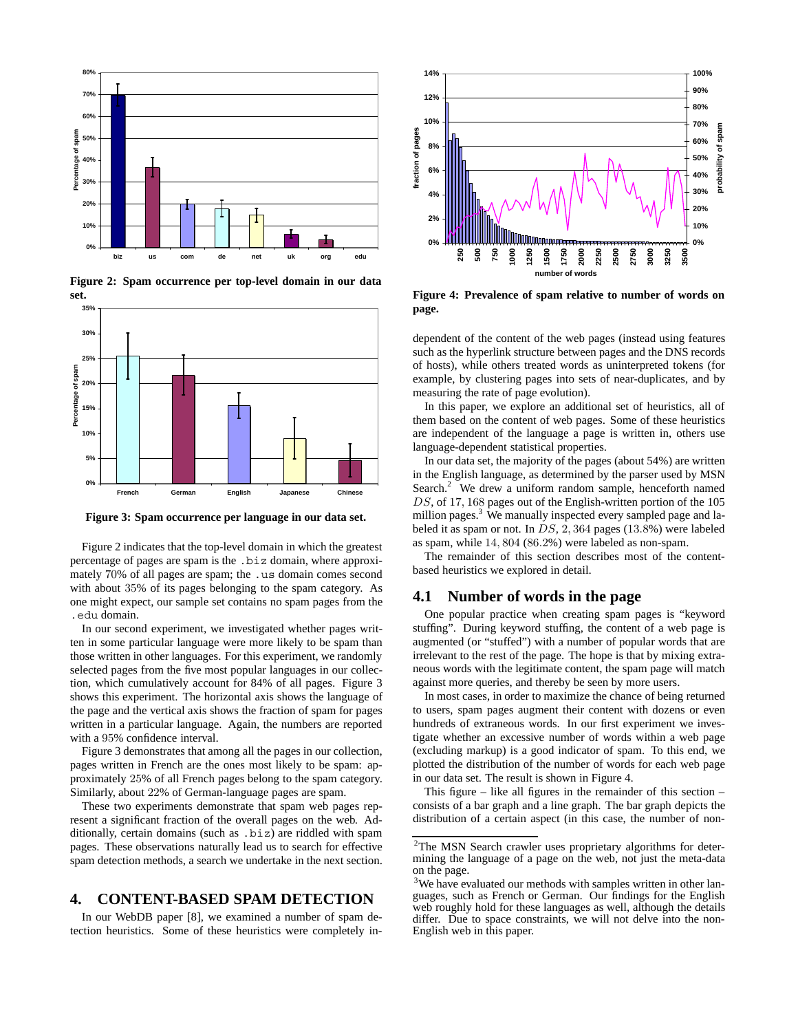Figure 2: Spam occurrence per top-level domain in our data set.

Figure 3: Spam occurrence per language in our data set.

Figure 2 indicates that the top-level domain in which the greatest percentage of pages are spam is the `.biz` domain, where approximately 70% of all pages are spam; the `.us` domain comes second with about 35% of its pages belonging to the spam category. As one might expect, our sample set contains no spam pages from the `.edu` domain.

In our second experiment, we investigated whether pages written in some particular language were more likely to be spam than those written in other languages. For this experiment, we randomly selected pages from the five most popular languages in our collection, which cumulatively account for 84% of all pages. Figure 3 shows this experiment. The horizontal axis shows the language of the page and the vertical axis shows the fraction of spam for pages written in a particular language. Again, the numbers are reported with a 95% confidence interval.

Figure 3 demonstrates that among all the pages in our collection, pages written in French are the ones most likely to be spam: approximately 25% of all French pages belong to the spam category. Similarly, about 22% of German-language pages are spam.

These two experiments demonstrate that spam web pages represent a significant fraction of the overall pages on the web. Additionally, certain domains (such as `.biz`) are riddled with spam pages. These observations naturally lead us to search for effective spam detection methods, a search we undertake in the next section.

## 4. CONTENT-BASED SPAM DETECTION

In our WebDB paper [8], we examined a number of spam detection heuristics. Some of these heuristics were completely independent of the content of the web pages (instead using features such as the hyperlink structure between pages and the DNS records of hosts), while others treated words as uninterpreted tokens (for example, by clustering pages into sets of near-duplicates, and by measuring the rate of page evolution).

Figure 4: Prevalence of spam relative to number of words on page.

In this paper, we explore an additional set of heuristics, all of them based on the content of web pages. Some of these heuristics are independent of the language a page is written in, others use language-dependent statistical properties.

In our data set, the majority of the pages (about 54%) are written in the English language, as determined by the parser used by MSN Search.[2] We drew a uniform random sample, henceforth named $DS$, of 17,168 pages out of the English-written portion of the 105 million pages.[3] We manually inspected every sampled page and labeled it as spam or not. In $DS$, 2,364 pages (13.8%) were labeled as spam, while 14,804 (86.2%) were labeled as non-spam.

The remainder of this section describes most of the content-based heuristics we explored in detail.

### 4.1 Number of words in the page

One popular practice when creating spam pages is "keyword stuffing". During keyword stuffing, the content of a web page is augmented (or "stuffed") with a number of popular words that are irrelevant to the rest of the page. The hope is that by mixing extraneous words with the legitimate content, the spam page will match against more queries, and thereby be seen by more users.

In most cases, in order to maximize the chance of being returned to users, spam pages augment their content with dozens or even hundreds of extraneous words. In our first experiment we investigate whether an excessive number of words within a web page (excluding markup) is a good indicator of spam. To this end, we plotted the distribution of the number of words for each web page in our data set. The result is shown in Figure 4.

This figure – like all figures in the remainder of this section – consists of a bar graph and a line graph. The bar graph depicts the distribution of a certain aspect (in this case, the number of non-

[2] The MSN Search crawler uses proprietary algorithms for determining the language of a page on the web, not just the meta-data on the page.

[3] We have evaluated our methods with samples written in other languages, such as French or German. Our findings for the English web roughly hold for these languages as well, although the details differ. Due to space constraints, we will not delve into the non-English web in this paper.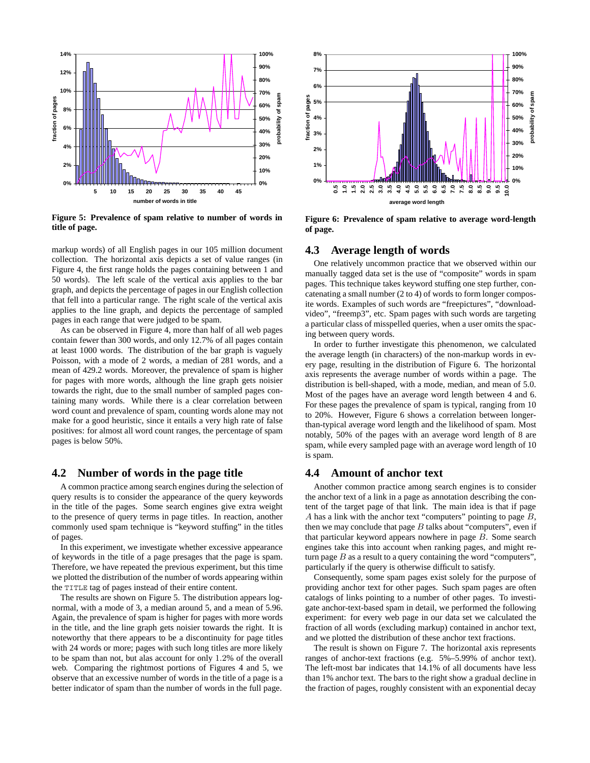Figure 5: Prevalence of spam relative to number of words in title of page.

markup words) of all English pages in our 105 million document collection. The horizontal axis depicts a set of value ranges (in Figure 4, the first range holds the pages containing between 1 and 50 words). The left scale of the vertical axis applies to the bar graph, and depicts the percentage of pages in our English collection that fell into a particular range. The right scale of the vertical axis applies to the line graph, and depicts the percentage of sampled pages in each range that were judged to be spam.

As can be observed in Figure 4, more than half of all web pages contain fewer than 300 words, and only 12.7% of all pages contain at least 1000 words. The distribution of the bar graph is vaguely Poisson, with a mode of 2 words, a median of 281 words, and a mean of 429.2 words. Moreover, the prevalence of spam is higher for pages with more words, although the line graph gets noisier towards the right, due to the small number of sampled pages containing many words. While there is a clear correlation between word count and prevalence of spam, counting words alone may not make for a good heuristic, since it entails a very high rate of false positives: for almost all word count ranges, the percentage of spam pages is below 50%.

## 4.2 Number of words in the page title

A common practice among search engines during the selection of query results is to consider the appearance of the query keywords in the title of the pages. Some search engines give extra weight to the presence of query terms in page titles. In reaction, another commonly used spam technique is "keyword stuffing" in the titles of pages.

In this experiment, we investigate whether excessive appearance of keywords in the title of a page presages that the page is spam. Therefore, we have repeated the previous experiment, but this time we plotted the distribution of the number of words appearing within the `TITLE` tag of pages instead of their entire content.

The results are shown on Figure 5. The distribution appears log-normal, with a mode of 3, a median around 5, and a mean of 5.96. Again, the prevalence of spam is higher for pages with more words in the title, and the line graph gets noisier towards the right. It is noteworthy that there appears to be a discontinuity for page titles with 24 words or more; pages with such long titles are more likely to be spam than not, but alas account for only 1.2% of the overall web. Comparing the rightmost portions of Figures 4 and 5, we observe that an excessive number of words in the title of a page is a better indicator of spam than the number of words in the full page.

Figure 6: Prevalence of spam relative to average word-length of page.

## 4.3 Average length of words

One relatively uncommon practice that we observed within our manually tagged data set is the use of "composite" words in spam pages. This technique takes keyword stuffing one step further, concatenating a small number (2 to 4) of words to form longer composite words. Examples of such words are "freepictures", "download-video", "freemp3", etc. Spam pages with such words are targeting a particular class of misspelled queries, when a user omits the spacing between query words.

In order to further investigate this phenomenon, we calculated the average length (in characters) of the non-markup words in every page, resulting in the distribution of Figure 6. The horizontal axis represents the average number of words within a page. The distribution is bell-shaped, with a mode, median, and mean of 5.0. Most of the pages have an average word length between 4 and 6. For these pages the prevalence of spam is typical, ranging from 10 to 20%. However, Figure 6 shows a correlation between longer-than-typical average word length and the likelihood of spam. Most notably, 50% of the pages with an average word length of 8 are spam, while every sampled page with an average word length of 10 is spam.

## 4.4 Amount of anchor text

Another common practice among search engines is to consider the anchor text of a link in a page as annotation describing the content of the target page of that link. The main idea is that if page $A$ has a link with the anchor text "computers" pointing to page $B$, then we may conclude that page $B$ talks about "computers", even if that particular keyword appears nowhere in page $B$. Some search engines take this into account when ranking pages, and might return page $B$ as a result to a query containing the word "computers", particularly if the query is otherwise difficult to satisfy.

Consequently, some spam pages exist solely for the purpose of providing anchor text for other pages. Such spam pages are often catalogs of links pointing to a number of other pages. To investigate anchor-text-based spam in detail, we performed the following experiment: for every web page in our data set we calculated the fraction of all words (excluding markup) contained in anchor text, and we plotted the distribution of these anchor text fractions.

The result is shown on Figure 7. The horizontal axis represents ranges of anchor-text fractions (e.g. 5%–5.99% of anchor text). The left-most bar indicates that 14.1% of all documents have less than 1% anchor text. The bars to the right show a gradual decline in the fraction of pages, roughly consistent with an exponential decay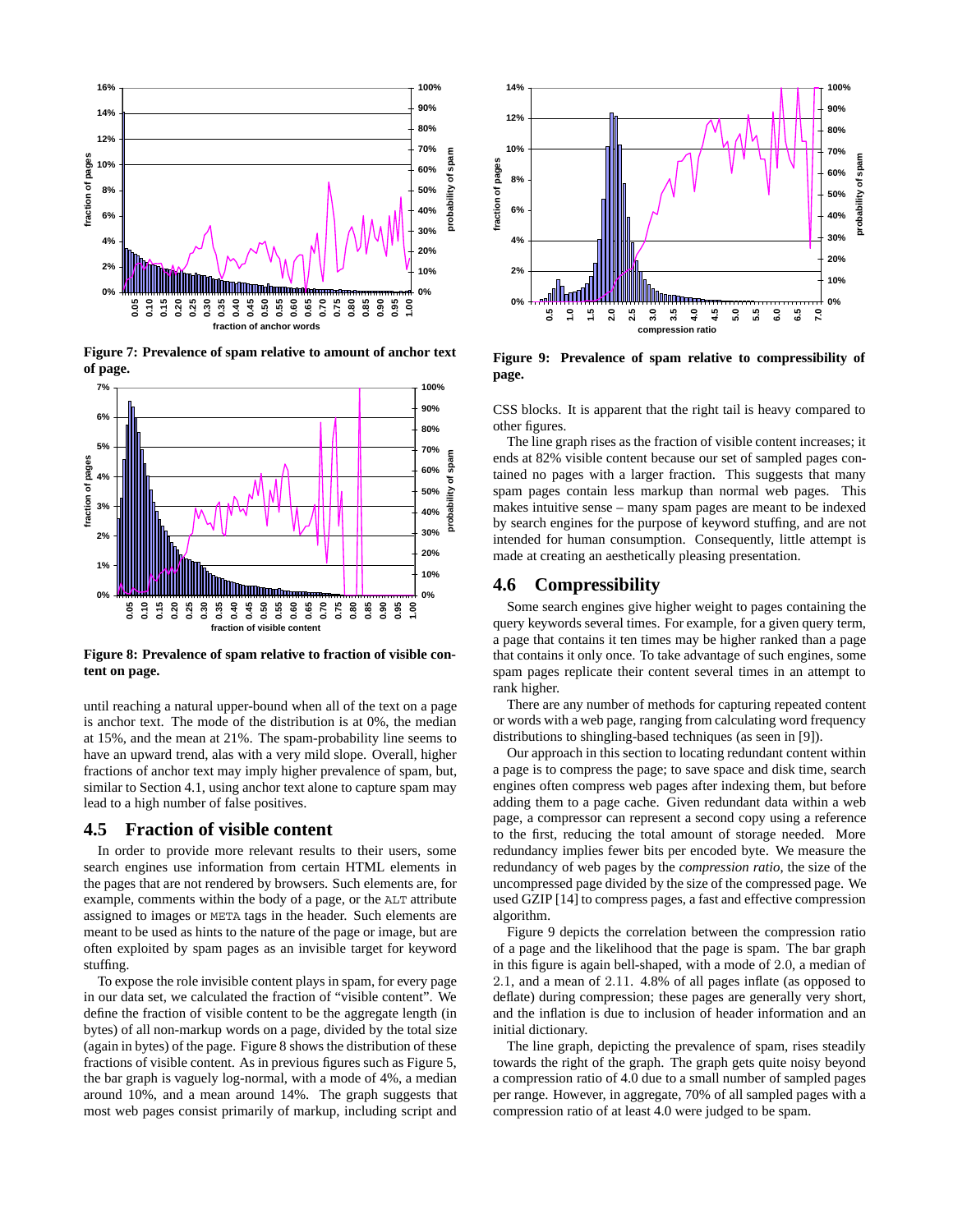**Figure 7: Prevalence of spam relative to amount of anchor text of page.**

**Figure 8: Prevalence of spam relative to fraction of visible content on page.**

until reaching a natural upper-bound when all of the text on a page is anchor text. The mode of the distribution is at 0%, the median at 15%, and the mean at 21%. The spam-probability line seems to have an upward trend, alas with a very mild slope. Overall, higher fractions of anchor text may imply higher prevalence of spam, but, similar to Section 4.1, using anchor text alone to capture spam may lead to a high number of false positives.

## 4.5 Fraction of visible content

In order to provide more relevant results to their users, some search engines use information from certain HTML elements in the pages that are not rendered by browsers. Such elements are, for example, comments within the body of a page, or the `ALT` attribute assigned to images or `META` tags in the header. Such elements are meant to be used as hints to the nature of the page or image, but are often exploited by spam pages as an invisible target for keyword stuffing.

To expose the role invisible content plays in spam, for every page in our data set, we calculated the fraction of "visible content". We define the fraction of visible content to be the aggregate length (in bytes) of all non-markup words on a page, divided by the total size (again in bytes) of the page. Figure 8 shows the distribution of these fractions of visible content. As in previous figures such as Figure 5, the bar graph is vaguely log-normal, with a mode of 4%, a median around 10%, and a mean around 14%. The graph suggests that most web pages consist primarily of markup, including script and CSS blocks. It is apparent that the right tail is heavy compared to other figures.

**Figure 9: Prevalence of spam relative to compressibility of page.**

The line graph rises as the fraction of visible content increases; it ends at 82% visible content because our set of sampled pages contained no pages with a larger fraction. This suggests that many spam pages contain less markup than normal web pages. This makes intuitive sense – many spam pages are meant to be indexed by search engines for the purpose of keyword stuffing, and are not intended for human consumption. Consequently, little attempt is made at creating an aesthetically pleasing presentation.

## 4.6 Compressibility

Some search engines give higher weight to pages containing the query keywords several times. For example, for a given query term, a page that contains it ten times may be higher ranked than a page that contains it only once. To take advantage of such engines, some spam pages replicate their content several times in an attempt to rank higher.

There are any number of methods for capturing repeated content or words with a web page, ranging from calculating word frequency distributions to shingling-based techniques (as seen in [9]).

Our approach in this section to locating redundant content within a page is to compress the page; to save space and disk time, search engines often compress web pages after indexing them, but before adding them to a page cache. Given redundant data within a web page, a compressor can represent a second copy using a reference to the first, reducing the total amount of storage needed. More redundancy implies fewer bits per encoded byte. We measure the redundancy of web pages by the *compression ratio*, the size of the uncompressed page divided by the size of the compressed page. We used GZIP [14] to compress pages, a fast and effective compression algorithm.

Figure 9 depicts the correlation between the compression ratio of a page and the likelihood that the page is spam. The bar graph in this figure is again bell-shaped, with a mode of 2.0, a median of 2.1, and a mean of 2.11. 4.8% of all pages inflate (as opposed to deflate) during compression; these pages are generally very short, and the inflation is due to inclusion of header information and an initial dictionary.

The line graph, depicting the prevalence of spam, rises steadily towards the right of the graph. The graph gets quite noisy beyond a compression ratio of 4.0 due to a small number of sampled pages per range. However, in aggregate, 70% of all sampled pages with a compression ratio of at least 4.0 were judged to be spam.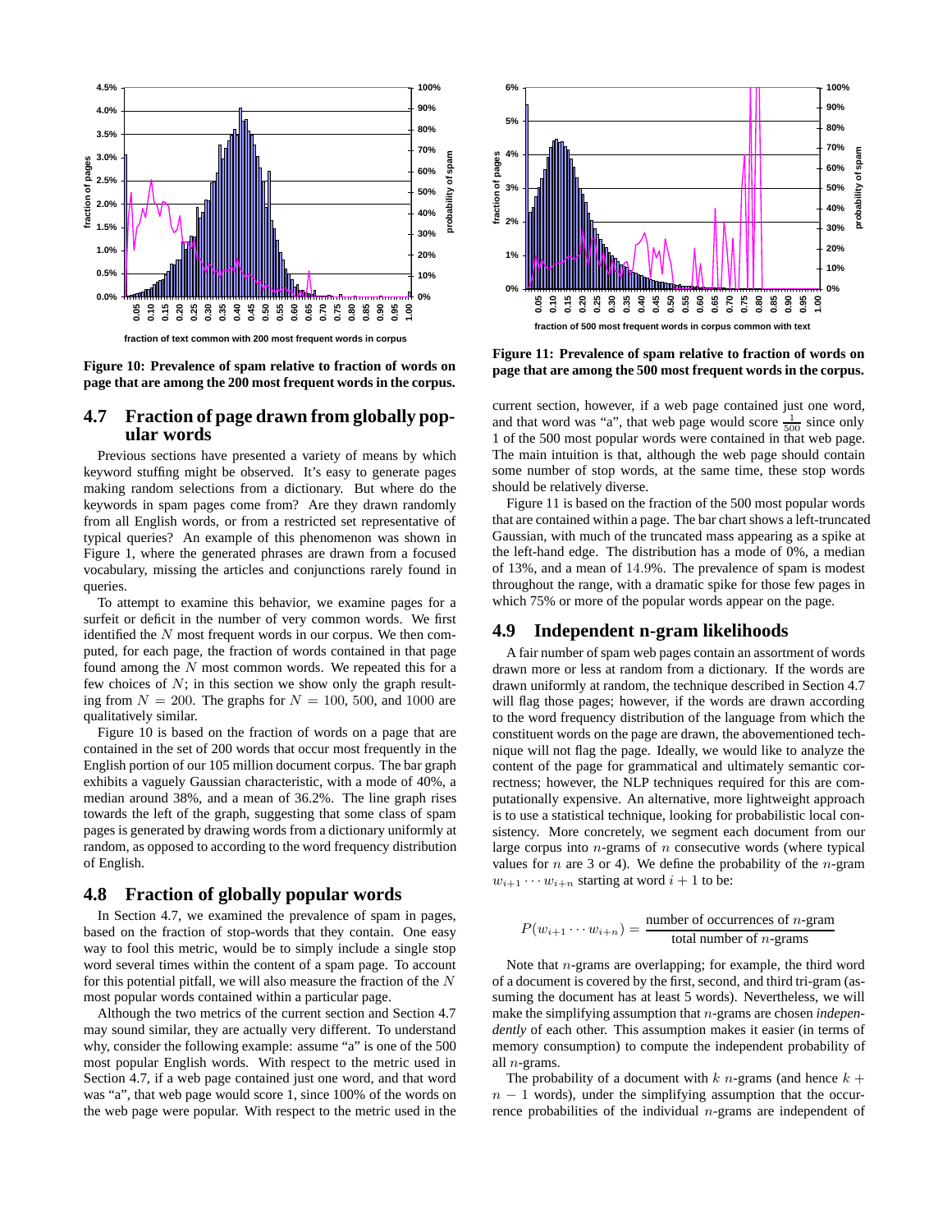Figure 10: Prevalence of spam relative to fraction of words on page that are among the 200 most frequent words in the corpus.

Figure 11: Prevalence of spam relative to fraction of words on page that are among the 500 most frequent words in the corpus.

## 4.7 Fraction of page drawn from globally popular words

Previous sections have presented a variety of means by which keyword stuffing might be observed. It's easy to generate pages making random selections from a dictionary. But where do the keywords in spam pages come from? Are they drawn randomly from all English words, or from a restricted set representative of typical queries? An example of this phenomenon was shown in Figure 1, where the generated phrases are drawn from a focused vocabulary, missing the articles and conjunctions rarely found in queries.

To attempt to examine this behavior, we examine pages for a surfeit or deficit in the number of very common words. We first identified the $N$ most frequent words in our corpus. We then computed, for each page, the fraction of words contained in that page found among the $N$ most common words. We repeated this for a few choices of $N$; in this section we show only the graph resulting from $N = 200$. The graphs for $N = 100$, 500, and 1000 are qualitatively similar.

Figure 10 is based on the fraction of words on a page that are contained in the set of 200 words that occur most frequently in the English portion of our 105 million document corpus. The bar graph exhibits a vaguely Gaussian characteristic, with a mode of 40%, a median around 38%, and a mean of 36.2%. The line graph rises towards the left of the graph, suggesting that some class of spam pages is generated by drawing words from a dictionary uniformly at random, as opposed to according to the word frequency distribution of English.

## 4.8 Fraction of globally popular words

In Section 4.7, we examined the prevalence of spam in pages, based on the fraction of stop-words that they contain. One easy way to fool this metric, would be to simply include a single stop word several times within the content of a spam page. To account for this potential pitfall, we will also measure the fraction of the $N$ most popular words contained within a particular page.

Although the two metrics of the current section and Section 4.7 may sound similar, they are actually very different. To understand why, consider the following example: assume "a" is one of the 500 most popular English words. With respect to the metric used in Section 4.7, if a web page contained just one word, and that word was "a", that web page would score 1, since 100% of the words on the web page were popular. With respect to the metric used in the current section, however, if a web page contained just one word, and that word was "a", that web page would score $\frac{1}{500}$ since only 1 of the 500 most popular words were contained in that web page. The main intuition is that, although the web page should contain some number of stop words, at the same time, these stop words should be relatively diverse.

Figure 11 is based on the fraction of the 500 most popular words that are contained within a page. The bar chart shows a left-truncated Gaussian, with much of the truncated mass appearing as a spike at the left-hand edge. The distribution has a mode of 0%, a median of 13%, and a mean of $14.9\%$. The prevalence of spam is modest throughout the range, with a dramatic spike for those few pages in which 75% or more of the popular words appear on the page.

## 4.9 Independent n-gram likelihoods

A fair number of spam web pages contain an assortment of words drawn more or less at random from a dictionary. If the words are drawn uniformly at random, the technique described in Section 4.7 will flag those pages; however, if the words are drawn according to the word frequency distribution of the language from which the constituent words on the page are drawn, the abovementioned technique will not flag the page. Ideally, we would like to analyze the content of the page for grammatical and ultimately semantic correctness; however, the NLP techniques required for this are computationally expensive. An alternative, more lightweight approach is to use a statistical technique, looking for probabilistic local consistency. More concretely, we segment each document from our large corpus into $n$-grams of $n$ consecutive words (where typical values for $n$ are 3 or 4). We define the probability of the $n$-gram $w_{i+1} \cdots w_{i+n}$ starting at word $i+1$ to be:

$$P(w_{i+1} \cdots w_{i+n}) = \frac{\text{number of occurrences of } n\text{-gram}}{\text{total number of } n\text{-grams}}$$

Note that $n$-grams are overlapping; for example, the third word of a document is covered by the first, second, and third tri-gram (assuming the document has at least 5 words). Nevertheless, we will make the simplifying assumption that $n$-grams are chosen *independently* of each other. This assumption makes it easier (in terms of memory consumption) to compute the independent probability of all $n$-grams.

The probability of a document with $k$ $n$-grams (and hence $k + n - 1$ words), under the simplifying assumption that the occurrence probabilities of the individual $n$-grams are independent of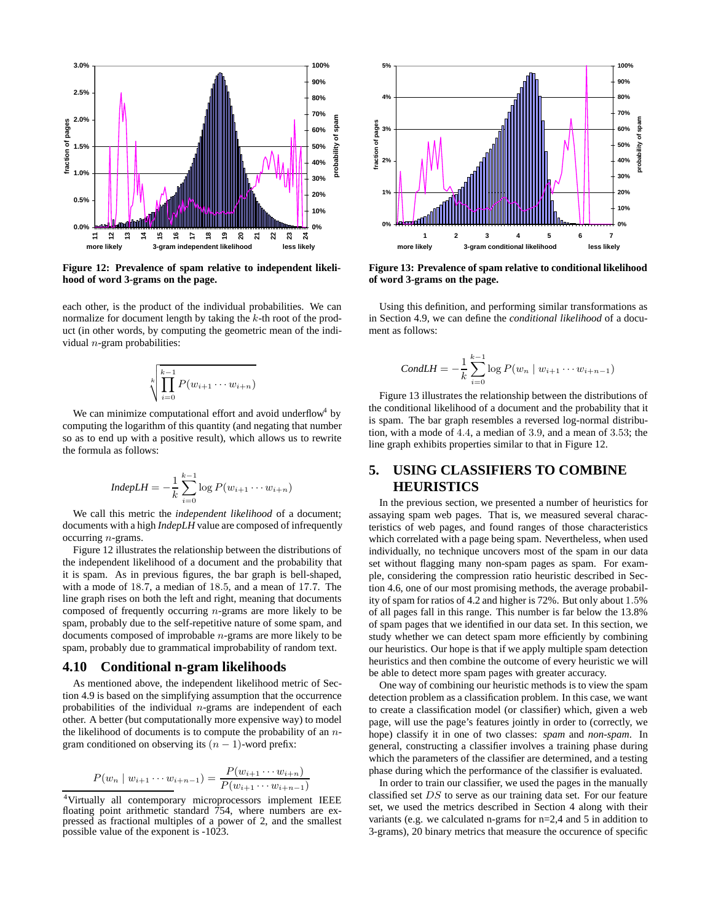Figure 12: Prevalence of spam relative to independent likelihood of word 3-grams on the page.

Figure 13: Prevalence of spam relative to conditional likelihood of word 3-grams on the page.

each other, is the product of the individual probabilities. We can normalize for document length by taking the $k$-th root of the product (in other words, by computing the geometric mean of the individual $n$-gram probabilities:

$$\sqrt[k]{\prod_{i=0}^{k-1} P(w_{i+1} \cdots w_{i+n})}$$

We can minimize computational effort and avoid underflow[4] by computing the logarithm of this quantity (and negating that number so as to end up with a positive result), which allows us to rewrite the formula as follows:

$$\mathit{IndepLH} = -\frac{1}{k}\sum_{i=0}^{k-1} \log P(w_{i+1} \cdots w_{i+n})$$

We call this metric the *independent likelihood* of a document; documents with a high *IndepLH* value are composed of infrequently occurring $n$-grams.

Figure 12 illustrates the relationship between the distributions of the independent likelihood of a document and the probability that it is spam. As in previous figures, the bar graph is bell-shaped, with a mode of 18.7, a median of 18.5, and a mean of 17.7. The line graph rises on both the left and right, meaning that documents composed of frequently occurring $n$-grams are more likely to be spam, probably due to the self-repetitive nature of some spam, and documents composed of improbable $n$-grams are more likely to be spam, probably due to grammatical improbability of random text.

## 4.10 Conditional n-gram likelihoods

As mentioned above, the independent likelihood metric of Section 4.9 is based on the simplifying assumption that the occurrence probabilities of the individual $n$-grams are independent of each other. A better (but computationally more expensive way) to model the likelihood of documents is to compute the probability of an $n$-gram conditioned on observing its $(n-1)$-word prefix:

$$P(w_n \mid w_{i+1} \cdots w_{i+n-1}) = \frac{P(w_{i+1} \cdots w_{i+n})}{P(w_{i+1} \cdots w_{i+n-1})}$$

[4]Virtually all contemporary microprocessors implement IEEE floating point arithmetic standard 754, where numbers are expressed as fractional multiples of a power of 2, and the smallest possible value of the exponent is -1023.

Using this definition, and performing similar transformations as in Section 4.9, we can define the *conditional likelihood* of a document as follows:

$$\mathit{CondLH} = -\frac{1}{k}\sum_{i=0}^{k-1} \log P(w_n \mid w_{i+1} \cdots w_{i+n-1})$$

Figure 13 illustrates the relationship between the distributions of the conditional likelihood of a document and the probability that it is spam. The bar graph resembles a reversed log-normal distribution, with a mode of 4.4, a median of 3.9, and a mean of 3.53; the line graph exhibits properties similar to that in Figure 12.

## 5. USING CLASSIFIERS TO COMBINE HEURISTICS

In the previous section, we presented a number of heuristics for assaying spam web pages. That is, we measured several characteristics of web pages, and found ranges of those characteristics which correlated with a page being spam. Nevertheless, when used individually, no technique uncovers most of the spam in our data set without flagging many non-spam pages as spam. For example, considering the compression ratio heuristic described in Section 4.6, one of our most promising methods, the average probability of spam for ratios of 4.2 and higher is 72%. But only about 1.5% of all pages fall in this range. This number is far below the 13.8% of spam pages that we identified in our data set. In this section, we study whether we can detect spam more efficiently by combining our heuristics. Our hope is that if we apply multiple spam detection heuristics and then combine the outcome of every heuristic we will be able to detect more spam pages with greater accuracy.

One way of combining our heuristic methods is to view the spam detection problem as a classification problem. In this case, we want to create a classification model (or classifier) which, given a web page, will use the page's features jointly in order to (correctly, we hope) classify it in one of two classes: *spam* and *non-spam*. In general, constructing a classifier involves a training phase during which the parameters of the classifier are determined, and a testing phase during which the performance of the classifier is evaluated.

In order to train our classifier, we used the pages in the manually classified set $DS$ to serve as our training data set. For our feature set, we used the metrics described in Section 4 along with their variants (e.g. we calculated n-grams for n=2,4 and 5 in addition to 3-grams), 20 binary metrics that measure the occurence of specific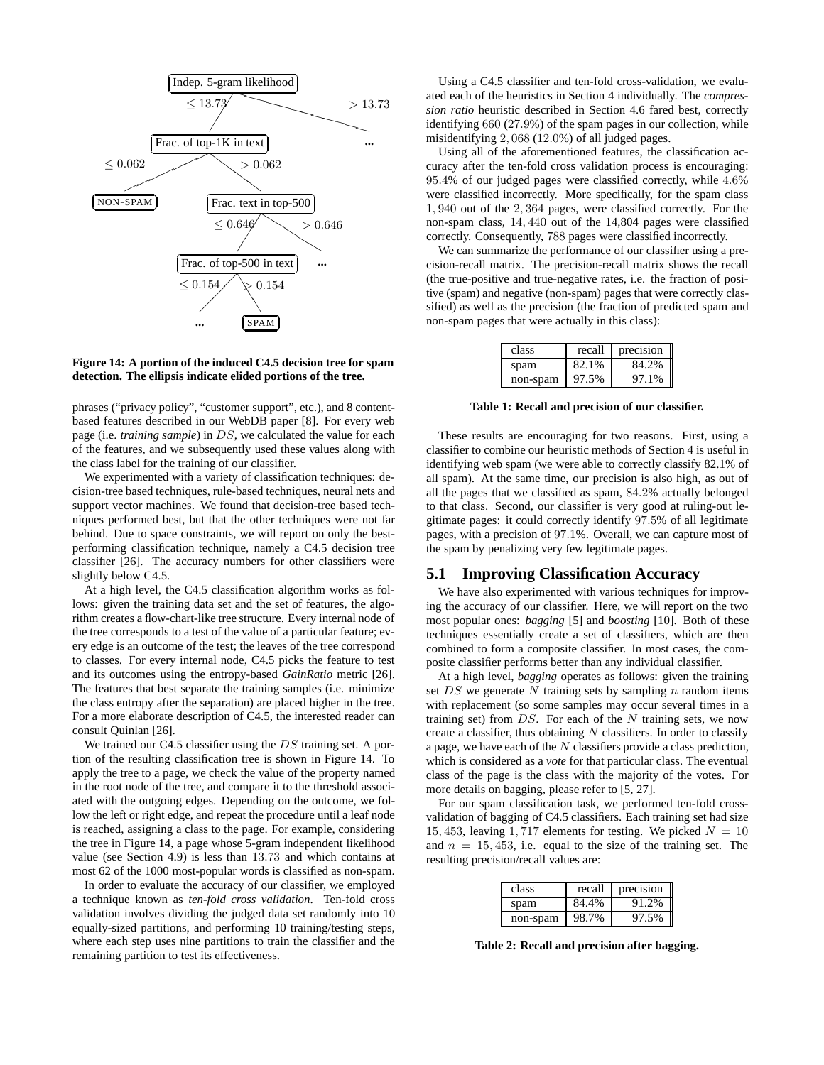**Figure 14: A portion of the induced C4.5 decision tree for spam detection. The ellipsis indicate elided portions of the tree.**

phrases ("privacy policy", "customer support", etc.), and 8 content-based features described in our WebDB paper [8]. For every web page (i.e. *training sample*) in $DS$, we calculated the value for each of the features, and we subsequently used these values along with the class label for the training of our classifier.

We experimented with a variety of classification techniques: decision-tree based techniques, rule-based techniques, neural nets and support vector machines. We found that decision-tree based techniques performed best, but that the other techniques were not far behind. Due to space constraints, we will report on only the best-performing classification technique, namely a C4.5 decision tree classifier [26]. The accuracy numbers for other classifiers were slightly below C4.5.

At a high level, the C4.5 classification algorithm works as follows: given the training data set and the set of features, the algorithm creates a flow-chart-like tree structure. Every internal node of the tree corresponds to a test of the value of a particular feature; every edge is an outcome of the test; the leaves of the tree correspond to classes. For every internal node, C4.5 picks the feature to test and its outcomes using the entropy-based *GainRatio* metric [26]. The features that best separate the training samples (i.e. minimize the class entropy after the separation) are placed higher in the tree. For a more elaborate description of C4.5, the interested reader can consult Quinlan [26].

We trained our C4.5 classifier using the $DS$ training set. A portion of the resulting classification tree is shown in Figure 14. To apply the tree to a page, we check the value of the property named in the root node of the tree, and compare it to the threshold associated with the outgoing edges. Depending on the outcome, we follow the left or right edge, and repeat the procedure until a leaf node is reached, assigning a class to the page. For example, considering the tree in Figure 14, a page whose 5-gram independent likelihood value (see Section 4.9) is less than $13.73$ and which contains at most 62 of the 1000 most-popular words is classified as non-spam.

In order to evaluate the accuracy of our classifier, we employed a technique known as *ten-fold cross validation*. Ten-fold cross validation involves dividing the judged data set randomly into 10 equally-sized partitions, and performing 10 training/testing steps, where each step uses nine partitions to train the classifier and the remaining partition to test its effectiveness.

Using a C4.5 classifier and ten-fold cross-validation, we evaluated each of the heuristics in Section 4 individually. The *compression ratio* heuristic described in Section 4.6 fared best, correctly identifying $660$ ($27.9\%$) of the spam pages in our collection, while misidentifying $2,068$ ($12.0\%$) of all judged pages.

Using all of the aforementioned features, the classification accuracy after the ten-fold cross validation process is encouraging: $95.4\%$ of our judged pages were classified correctly, while $4.6\%$ were classified incorrectly. More specifically, for the spam class $1,940$ out of the $2,364$ pages, were classified correctly. For the non-spam class, $14,440$ out of the 14,804 pages were classified correctly. Consequently, $788$ pages were classified incorrectly.

We can summarize the performance of our classifier using a precision-recall matrix. The precision-recall matrix shows the recall (the true-positive and true-negative rates, i.e. the fraction of positive (spam) and negative (non-spam) pages that were correctly classified) as well as the precision (the fraction of predicted spam and non-spam pages that were actually in this class):

| class | recall | precision |
|---|---|---|
| spam | 82.1% | 84.2% |
| non-spam | 97.5% | 97.1% |

**Table 1: Recall and precision of our classifier.**

These results are encouraging for two reasons. First, using a classifier to combine our heuristic methods of Section 4 is useful in identifying web spam (we were able to correctly classify 82.1% of all spam). At the same time, our precision is also high, as out of all the pages that we classified as spam, $84.2\%$ actually belonged to that class. Second, our classifier is very good at ruling-out legitimate pages: it could correctly identify $97.5\%$ of all legitimate pages, with a precision of $97.1\%$. Overall, we can capture most of the spam by penalizing very few legitimate pages.

## 5.1 Improving Classification Accuracy

We have also experimented with various techniques for improving the accuracy of our classifier. Here, we will report on the two most popular ones: *bagging* [5] and *boosting* [10]. Both of these techniques essentially create a set of classifiers, which are then combined to form a composite classifier. In most cases, the composite classifier performs better than any individual classifier.

At a high level, *bagging* operates as follows: given the training set $DS$ we generate $N$ training sets by sampling $n$ random items with replacement (so some samples may occur several times in a training set) from $DS$. For each of the $N$ training sets, we now create a classifier, thus obtaining $N$ classifiers. In order to classify a page, we have each of the $N$ classifiers provide a class prediction, which is considered as a *vote* for that particular class. The eventual class of the page is the class with the majority of the votes. For more details on bagging, please refer to [5, 27].

For our spam classification task, we performed ten-fold cross-validation of bagging of C4.5 classifiers. Each training set had size $15,453$, leaving $1,717$ elements for testing. We picked $N = 10$ and $n = 15,453$, i.e. equal to the size of the training set. The resulting precision/recall values are:

| class | recall | precision |
|---|---|---|
| spam | 84.4% | 91.2% |
| non-spam | 98.7% | 97.5% |

**Table 2: Recall and precision after bagging.**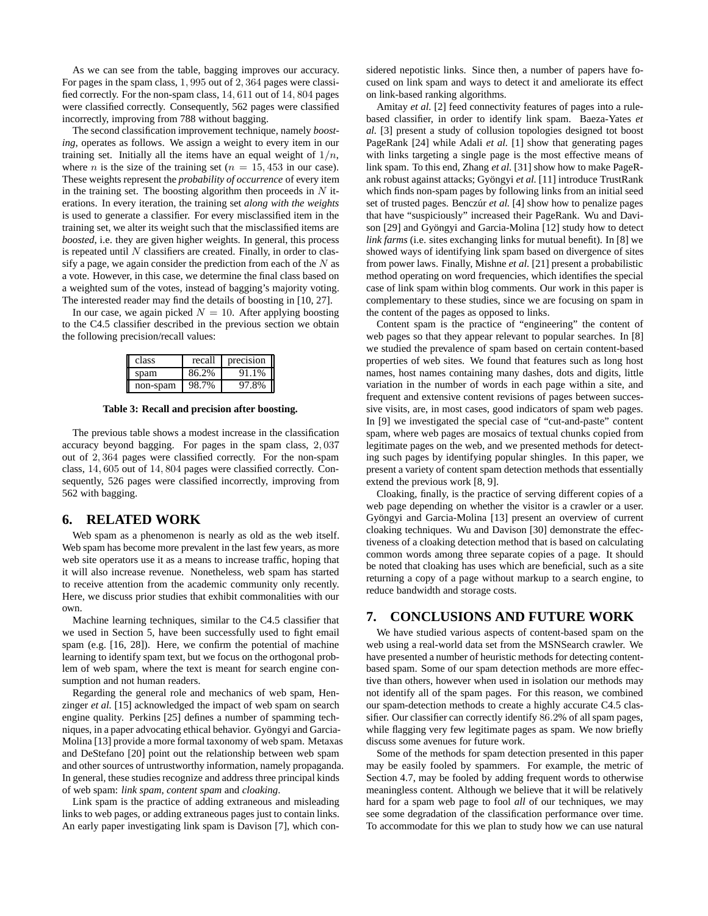As we can see from the table, bagging improves our accuracy. For pages in the spam class, $1,995$ out of $2,364$ pages were classified correctly. For the non-spam class, $14,611$ out of $14,804$ pages were classified correctly. Consequently, $562$ pages were classified incorrectly, improving from $788$ without bagging.

The second classification improvement technique, namely *boosting*, operates as follows. We assign a weight to every item in our training set. Initially all the items have an equal weight of $1/n$, where $n$ is the size of the training set ($n = 15,453$ in our case). These weights represent the *probability of occurrence* of every item in the training set. The boosting algorithm then proceeds in $N$ iterations. In every iteration, the training set *along with the weights* is used to generate a classifier. For every misclassified item in the training set, we alter its weight such that the misclassified items are *boosted*, i.e. they are given higher weights. In general, this process is repeated until $N$ classifiers are created. Finally, in order to classify a page, we again consider the prediction from each of the $N$ as a vote. However, in this case, we determine the final class based on a weighted sum of the votes, instead of bagging's majority voting. The interested reader may find the details of boosting in [10, 27].

In our case, we again picked $N = 10$. After applying boosting to the C4.5 classifier described in the previous section we obtain the following precision/recall values:

| class | recall | precision |
|---|---|---|
| spam | 86.2% | 91.1% |
| non-spam | 98.7% | 97.8% |

**Table 3: Recall and precision after boosting.**

The previous table shows a modest increase in the classification accuracy beyond bagging. For pages in the spam class, $2,037$ out of $2,364$ pages were classified correctly. For the non-spam class, $14,605$ out of $14,804$ pages were classified correctly. Consequently, $526$ pages were classified incorrectly, improving from $562$ with bagging.

## 6. RELATED WORK

Web spam as a phenomenon is nearly as old as the web itself. Web spam has become more prevalent in the last few years, as more web site operators use it as a means to increase traffic, hoping that it will also increase revenue. Nonetheless, web spam has started to receive attention from the academic community only recently. Here, we discuss prior studies that exhibit commonalities with our own.

Machine learning techniques, similar to the C4.5 classifier that we used in Section 5, have been successfully used to fight email spam (e.g. [16, 28]). Here, we confirm the potential of machine learning to identify spam text, but we focus on the orthogonal problem of web spam, where the text is meant for search engine consumption and not human readers.

Regarding the general role and mechanics of web spam, Henzinger *et al.* [15] acknowledged the impact of web spam on search engine quality. Perkins [25] defines a number of spamming techniques, in a paper advocating ethical behavior. Gyöngyi and Garcia-Molina [13] provide a more formal taxonomy of web spam. Metaxas and DeStefano [20] point out the relationship between web spam and other sources of untrustworthy information, namely propaganda. In general, these studies recognize and address three principal kinds of web spam: *link spam*, *content spam* and *cloaking*.

Link spam is the practice of adding extraneous and misleading links to web pages, or adding extraneous pages just to contain links. An early paper investigating link spam is Davison [7], which considered nepotistic links. Since then, a number of papers have focused on link spam and ways to detect it and ameliorate its effect on link-based ranking algorithms.

Amitay *et al.* [2] feed connectivity features of pages into a rule-based classifier, in order to identify link spam. Baeza-Yates *et al.* [3] present a study of collusion topologies designed tot boost PageRank [24] while Adali *et al.* [1] show that generating pages with links targeting a single page is the most effective means of link spam. To this end, Zhang *et al.* [31] show how to make PageRank robust against attacks; Gyöngyi *et al.* [11] introduce TrustRank which finds non-spam pages by following links from an initial seed set of trusted pages. Benczúr *et al.* [4] show how to penalize pages that have "suspiciously" increased their PageRank. Wu and Davison [29] and Gyöngyi and Garcia-Molina [12] study how to detect *link farms* (i.e. sites exchanging links for mutual benefit). In [8] we showed ways of identifying link spam based on divergence of sites from power laws. Finally, Mishne *et al.* [21] present a probabilistic method operating on word frequencies, which identifies the special case of link spam within blog comments. Our work in this paper is complementary to these studies, since we are focusing on spam in the content of the pages as opposed to links.

Content spam is the practice of "engineering" the content of web pages so that they appear relevant to popular searches. In [8] we studied the prevalence of spam based on certain content-based properties of web sites. We found that features such as long host names, host names containing many dashes, dots and digits, little variation in the number of words in each page within a site, and frequent and extensive content revisions of pages between successive visits, are, in most cases, good indicators of spam web pages. In [9] we investigated the special case of "cut-and-paste" content spam, where web pages are mosaics of textual chunks copied from legitimate pages on the web, and we presented methods for detecting such pages by identifying popular shingles. In this paper, we present a variety of content spam detection methods that essentially extend the previous work [8, 9].

Cloaking, finally, is the practice of serving different copies of a web page depending on whether the visitor is a crawler or a user. Gyöngyi and Garcia-Molina [13] present an overview of current cloaking techniques. Wu and Davison [30] demonstrate the effectiveness of a cloaking detection method that is based on calculating common words among three separate copies of a page. It should be noted that cloaking has uses which are beneficial, such as a site returning a copy of a page without markup to a search engine, to reduce bandwidth and storage costs.

## 7. CONCLUSIONS AND FUTURE WORK

We have studied various aspects of content-based spam on the web using a real-world data set from the MSNSearch crawler. We have presented a number of heuristic methods for detecting content-based spam. Some of our spam detection methods are more effective than others, however when used in isolation our methods may not identify all of the spam pages. For this reason, we combined our spam-detection methods to create a highly accurate C4.5 classifier. Our classifier can correctly identify $86.2\%$ of all spam pages, while flagging very few legitimate pages as spam. We now briefly discuss some avenues for future work.

Some of the methods for spam detection presented in this paper may be easily fooled by spammers. For example, the metric of Section 4.7, may be fooled by adding frequent words to otherwise meaningless content. Although we believe that it will be relatively hard for a spam web page to fool *all* of our techniques, we may see some degradation of the classification performance over time. To accommodate for this we plan to study how we can use natural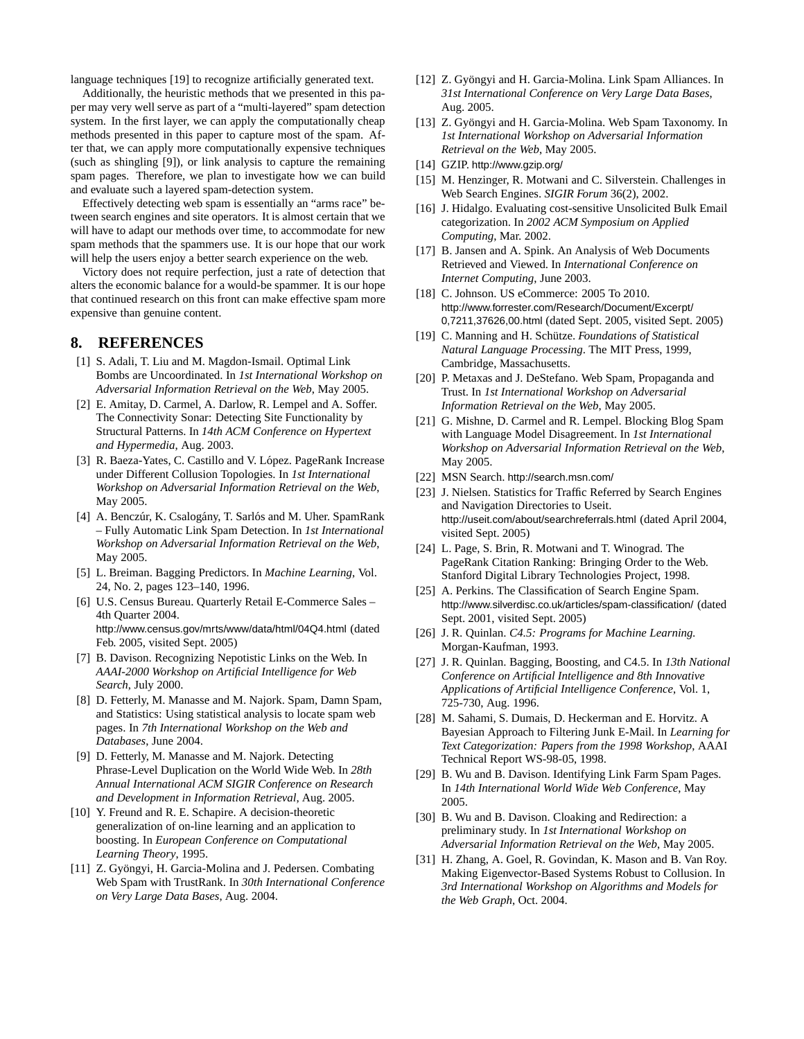language techniques [19] to recognize artificially generated text.

Additionally, the heuristic methods that we presented in this paper may very well serve as part of a "multi-layered" spam detection system. In the first layer, we can apply the computationally cheap methods presented in this paper to capture most of the spam. After that, we can apply more computationally expensive techniques (such as shingling [9]), or link analysis to capture the remaining spam pages. Therefore, we plan to investigate how we can build and evaluate such a layered spam-detection system.

Effectively detecting web spam is essentially an "arms race" between search engines and site operators. It is almost certain that we will have to adapt our methods over time, to accommodate for new spam methods that the spammers use. It is our hope that our work will help the users enjoy a better search experience on the web.

Victory does not require perfection, just a rate of detection that alters the economic balance for a would-be spammer. It is our hope that continued research on this front can make effective spam more expensive than genuine content.

## 8. REFERENCES

[1] S. Adali, T. Liu and M. Magdon-Ismail. Optimal Link Bombs are Uncoordinated. In *1st International Workshop on Adversarial Information Retrieval on the Web*, May 2005.

[2] E. Amitay, D. Carmel, A. Darlow, R. Lempel and A. Soffer. The Connectivity Sonar: Detecting Site Functionality by Structural Patterns. In *14th ACM Conference on Hypertext and Hypermedia*, Aug. 2003.

[3] R. Baeza-Yates, C. Castillo and V. López. PageRank Increase under Different Collusion Topologies. In *1st International Workshop on Adversarial Information Retrieval on the Web*, May 2005.

[4] A. Benczúr, K. Csalogány, T. Sarlós and M. Uher. SpamRank – Fully Automatic Link Spam Detection. In *1st International Workshop on Adversarial Information Retrieval on the Web*, May 2005.

[5] L. Breiman. Bagging Predictors. In *Machine Learning*, Vol. 24, No. 2, pages 123–140, 1996.

[6] U.S. Census Bureau. Quarterly Retail E-Commerce Sales – 4th Quarter 2004. http://www.census.gov/mrts/www/data/html/04Q4.html (dated Feb. 2005, visited Sept. 2005)

[7] B. Davison. Recognizing Nepotistic Links on the Web. In *AAAI-2000 Workshop on Artificial Intelligence for Web Search*, July 2000.

[8] D. Fetterly, M. Manasse and M. Najork. Spam, Damn Spam, and Statistics: Using statistical analysis to locate spam web pages. In *7th International Workshop on the Web and Databases*, June 2004.

[9] D. Fetterly, M. Manasse and M. Najork. Detecting Phrase-Level Duplication on the World Wide Web. In *28th Annual International ACM SIGIR Conference on Research and Development in Information Retrieval*, Aug. 2005.

[10] Y. Freund and R. E. Schapire. A decision-theoretic generalization of on-line learning and an application to boosting. In *European Conference on Computational Learning Theory*, 1995.

[11] Z. Gyöngyi, H. Garcia-Molina and J. Pedersen. Combating Web Spam with TrustRank. In *30th International Conference on Very Large Data Bases*, Aug. 2004.

[12] Z. Gyöngyi and H. Garcia-Molina. Link Spam Alliances. In *31st International Conference on Very Large Data Bases*, Aug. 2005.

[13] Z. Gyöngyi and H. Garcia-Molina. Web Spam Taxonomy. In *1st International Workshop on Adversarial Information Retrieval on the Web*, May 2005.

[14] GZIP. http://www.gzip.org/

[15] M. Henzinger, R. Motwani and C. Silverstein. Challenges in Web Search Engines. *SIGIR Forum* 36(2), 2002.

[16] J. Hidalgo. Evaluating cost-sensitive Unsolicited Bulk Email categorization. In *2002 ACM Symposium on Applied Computing*, Mar. 2002.

[17] B. Jansen and A. Spink. An Analysis of Web Documents Retrieved and Viewed. In *International Conference on Internet Computing*, June 2003.

[18] C. Johnson. US eCommerce: 2005 To 2010. http://www.forrester.com/Research/Document/Excerpt/0,7211,37626,00.html (dated Sept. 2005, visited Sept. 2005)

[19] C. Manning and H. Schütze. *Foundations of Statistical Natural Language Processing*. The MIT Press, 1999, Cambridge, Massachusetts.

[20] P. Metaxas and J. DeStefano. Web Spam, Propaganda and Trust. In *1st International Workshop on Adversarial Information Retrieval on the Web*, May 2005.

[21] G. Mishne, D. Carmel and R. Lempel. Blocking Blog Spam with Language Model Disagreement. In *1st International Workshop on Adversarial Information Retrieval on the Web*, May 2005.

[22] MSN Search. http://search.msn.com/

[23] J. Nielsen. Statistics for Traffic Referred by Search Engines and Navigation Directories to Useit. http://useit.com/about/searchreferrals.html (dated April 2004, visited Sept. 2005)

[24] L. Page, S. Brin, R. Motwani and T. Winograd. The PageRank Citation Ranking: Bringing Order to the Web. Stanford Digital Library Technologies Project, 1998.

[25] A. Perkins. The Classification of Search Engine Spam. http://www.silverdisc.co.uk/articles/spam-classification/ (dated Sept. 2001, visited Sept. 2005)

[26] J. R. Quinlan. *C4.5: Programs for Machine Learning*. Morgan-Kaufman, 1993.

[27] J. R. Quinlan. Bagging, Boosting, and C4.5. In *13th National Conference on Artificial Intelligence and 8th Innovative Applications of Artificial Intelligence Conference*, Vol. 1, 725-730, Aug. 1996.

[28] M. Sahami, S. Dumais, D. Heckerman and E. Horvitz. A Bayesian Approach to Filtering Junk E-Mail. In *Learning for Text Categorization: Papers from the 1998 Workshop*, AAAI Technical Report WS-98-05, 1998.

[29] B. Wu and B. Davison. Identifying Link Farm Spam Pages. In *14th International World Wide Web Conference*, May 2005.

[30] B. Wu and B. Davison. Cloaking and Redirection: a preliminary study. In *1st International Workshop on Adversarial Information Retrieval on the Web*, May 2005.

[31] H. Zhang, A. Goel, R. Govindan, K. Mason and B. Van Roy. Making Eigenvector-Based Systems Robust to Collusion. In *3rd International Workshop on Algorithms and Models for the Web Graph*, Oct. 2004.